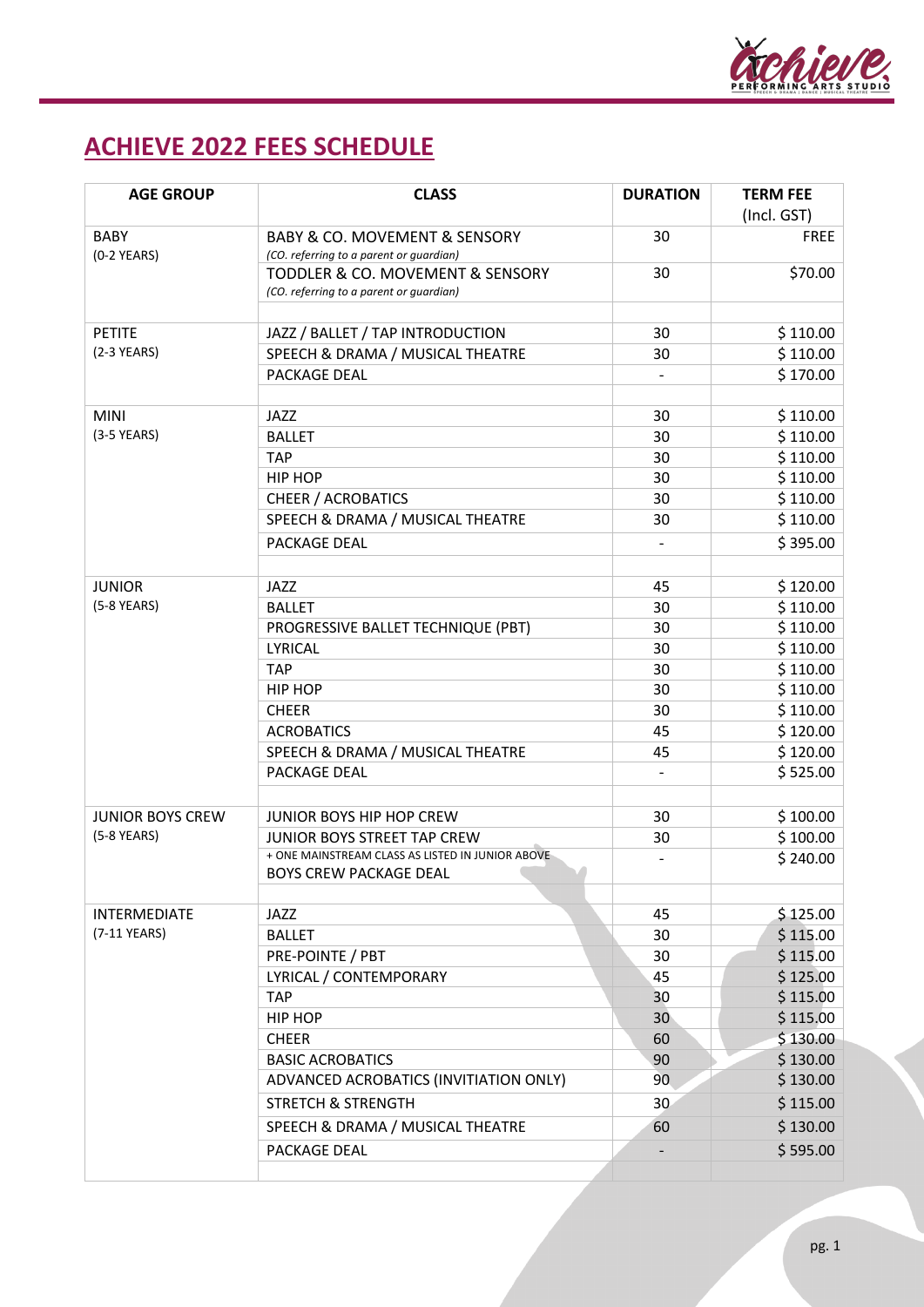# ACHIEVE 2022 FEES SCHEDULE

| AGE GROUP | CLASS | DURATION | TERM FEE (Incl. GST) |
|---|---|---|---|
| BABY (0-2 YEARS) | BABY & CO. MOVEMENT & SENSORY *(CO. referring to a parent or guardian)* | 30 | FREE |
| | TODDLER & CO. MOVEMENT & SENSORY *(CO. referring to a parent or guardian)* | 30 | $70.00 |
| | | | |
| PETITE (2-3 YEARS) | JAZZ / BALLET / TAP INTRODUCTION | 30 | $ 110.00 |
| | SPEECH & DRAMA / MUSICAL THEATRE | 30 | $ 110.00 |
| | PACKAGE DEAL | - | $ 170.00 |
| | | | |
| MINI (3-5 YEARS) | JAZZ | 30 | $ 110.00 |
| | BALLET | 30 | $ 110.00 |
| | TAP | 30 | $ 110.00 |
| | HIP HOP | 30 | $ 110.00 |
| | CHEER / ACROBATICS | 30 | $ 110.00 |
| | SPEECH & DRAMA / MUSICAL THEATRE | 30 | $ 110.00 |
| | PACKAGE DEAL | - | $ 395.00 |
| | | | |
| JUNIOR (5-8 YEARS) | JAZZ | 45 | $ 120.00 |
| | BALLET | 30 | $ 110.00 |
| | PROGRESSIVE BALLET TECHNIQUE (PBT) | 30 | $ 110.00 |
| | LYRICAL | 30 | $ 110.00 |
| | TAP | 30 | $ 110.00 |
| | HIP HOP | 30 | $ 110.00 |
| | CHEER | 30 | $ 110.00 |
| | ACROBATICS | 45 | $ 120.00 |
| | SPEECH & DRAMA / MUSICAL THEATRE | 45 | $ 120.00 |
| | PACKAGE DEAL | - | $ 525.00 |
| | | | |
| JUNIOR BOYS CREW (5-8 YEARS) | JUNIOR BOYS HIP HOP CREW | 30 | $ 100.00 |
| | JUNIOR BOYS STREET TAP CREW | 30 | $ 100.00 |
| | + ONE MAINSTREAM CLASS AS LISTED IN JUNIOR ABOVE BOYS CREW PACKAGE DEAL | - | $ 240.00 |
| | | | |
| INTERMEDIATE (7-11 YEARS) | JAZZ | 45 | $ 125.00 |
| | BALLET | 30 | $ 115.00 |
| | PRE-POINTE / PBT | 30 | $ 115.00 |
| | LYRICAL / CONTEMPORARY | 45 | $ 125.00 |
| | TAP | 30 | $ 115.00 |
| | HIP HOP | 30 | $ 115.00 |
| | CHEER | 60 | $ 130.00 |
| | BASIC ACROBATICS | 90 | $ 130.00 |
| | ADVANCED ACROBATICS (INVITIATION ONLY) | 90 | $ 130.00 |
| | STRETCH & STRENGTH | 30 | $ 115.00 |
| | SPEECH & DRAMA / MUSICAL THEATRE | 60 | $ 130.00 |
| | PACKAGE DEAL | - | $ 595.00 |
| | | | |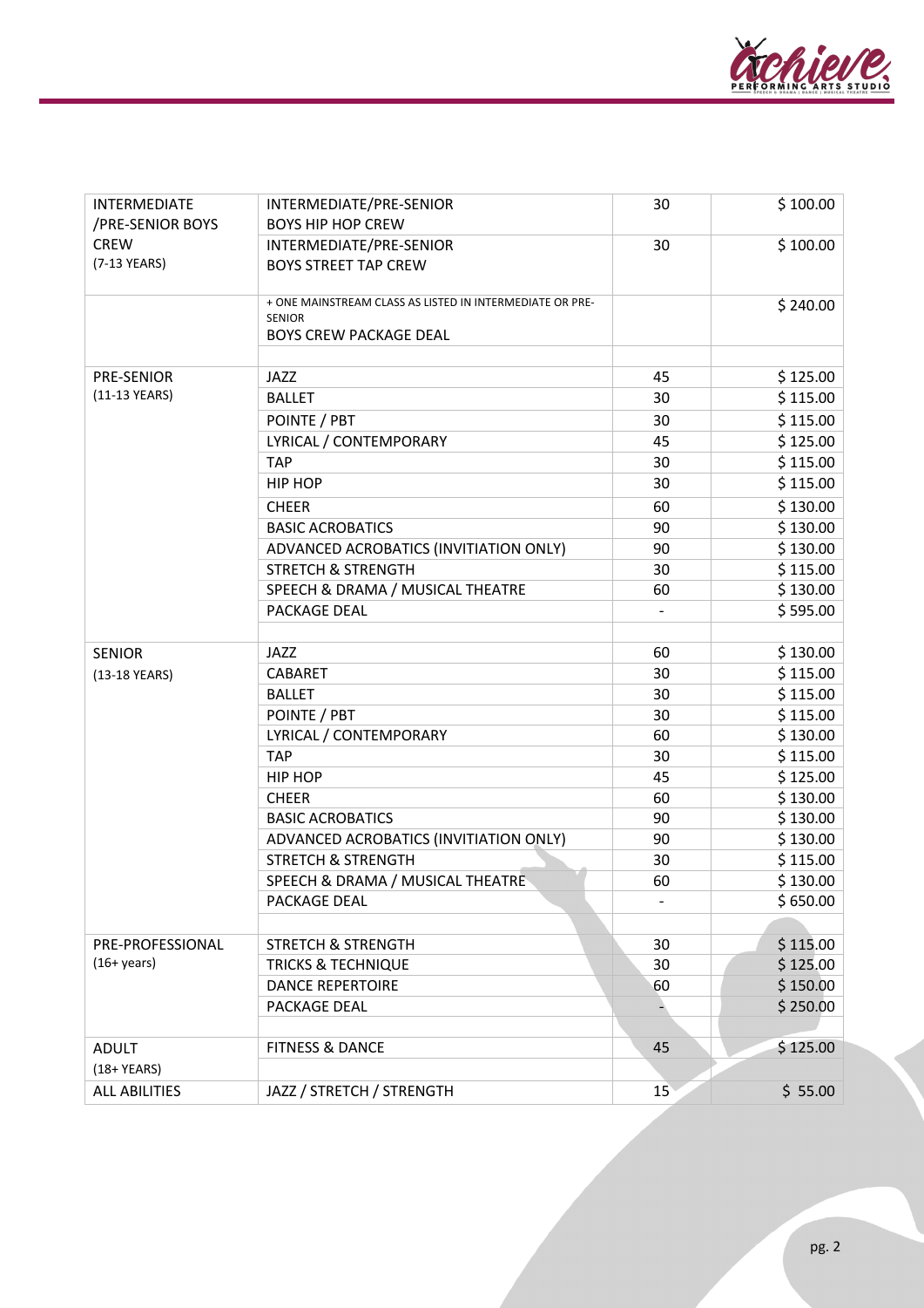| | | | |
|---|---|---|---|
| INTERMEDIATE /PRE-SENIOR BOYS CREW (7-13 YEARS) | INTERMEDIATE/PRE-SENIOR BOYS HIP HOP CREW | 30 | $ 100.00 |
| | INTERMEDIATE/PRE-SENIOR BOYS STREET TAP CREW | 30 | $ 100.00 |
| | + ONE MAINSTREAM CLASS AS LISTED IN INTERMEDIATE OR PRE-SENIOR BOYS CREW PACKAGE DEAL | | $ 240.00 |
| | | | |
| PRE-SENIOR (11-13 YEARS) | JAZZ | 45 | $ 125.00 |
| | BALLET | 30 | $ 115.00 |
| | POINTE / PBT | 30 | $ 115.00 |
| | LYRICAL / CONTEMPORARY | 45 | $ 125.00 |
| | TAP | 30 | $ 115.00 |
| | HIP HOP | 30 | $ 115.00 |
| | CHEER | 60 | $ 130.00 |
| | BASIC ACROBATICS | 90 | $ 130.00 |
| | ADVANCED ACROBATICS (INVITATION ONLY) | 90 | $ 130.00 |
| | STRETCH & STRENGTH | 30 | $ 115.00 |
| | SPEECH & DRAMA / MUSICAL THEATRE | 60 | $ 130.00 |
| | PACKAGE DEAL | - | $ 595.00 |
| | | | |
| SENIOR (13-18 YEARS) | JAZZ | 60 | $ 130.00 |
| | CABARET | 30 | $ 115.00 |
| | BALLET | 30 | $ 115.00 |
| | POINTE / PBT | 30 | $ 115.00 |
| | LYRICAL / CONTEMPORARY | 60 | $ 130.00 |
| | TAP | 30 | $ 115.00 |
| | HIP HOP | 45 | $ 125.00 |
| | CHEER | 60 | $ 130.00 |
| | BASIC ACROBATICS | 90 | $ 130.00 |
| | ADVANCED ACROBATICS (INVITATION ONLY) | 90 | $ 130.00 |
| | STRETCH & STRENGTH | 30 | $ 115.00 |
| | SPEECH & DRAMA / MUSICAL THEATRE | 60 | $ 130.00 |
| | PACKAGE DEAL | - | $ 650.00 |
| | | | |
| PRE-PROFESSIONAL (16+ years) | STRETCH & STRENGTH | 30 | $ 115.00 |
| | TRICKS & TECHNIQUE | 30 | $ 125.00 |
| | DANCE REPERTOIRE | 60 | $ 150.00 |
| | PACKAGE DEAL | - | $ 250.00 |
| | | | |
| ADULT (18+ YEARS) | FITNESS & DANCE | 45 | $ 125.00 |
| ALL ABILITIES | JAZZ / STRETCH / STRENGTH | 15 | $ 55.00 |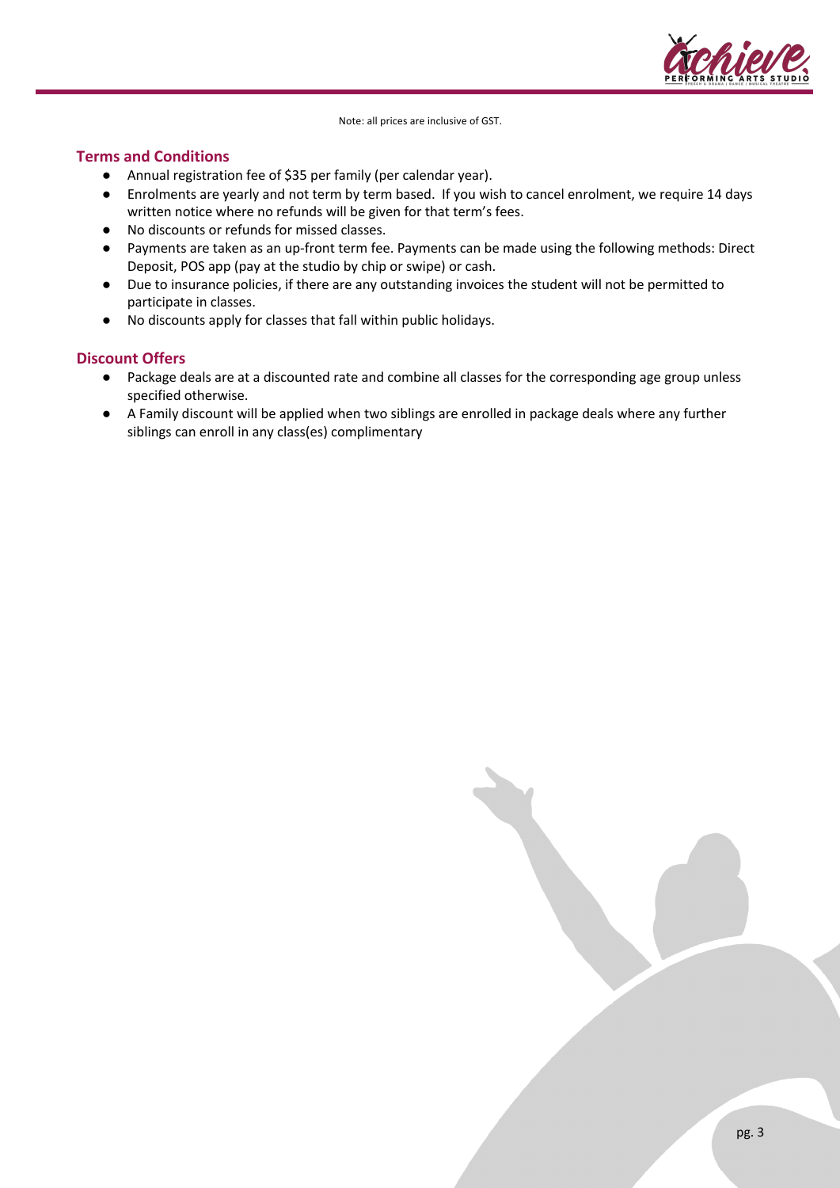Note: all prices are inclusive of GST.

## Terms and Conditions

- Annual registration fee of $35 per family (per calendar year).
- Enrolments are yearly and not term by term based. If you wish to cancel enrolment, we require 14 days written notice where no refunds will be given for that term's fees.
- No discounts or refunds for missed classes.
- Payments are taken as an up-front term fee. Payments can be made using the following methods: Direct Deposit, POS app (pay at the studio by chip or swipe) or cash.
- Due to insurance policies, if there are any outstanding invoices the student will not be permitted to participate in classes.
- No discounts apply for classes that fall within public holidays.

## Discount Offers

- Package deals are at a discounted rate and combine all classes for the corresponding age group unless specified otherwise.
- A Family discount will be applied when two siblings are enrolled in package deals where any further siblings can enroll in any class(es) complimentary